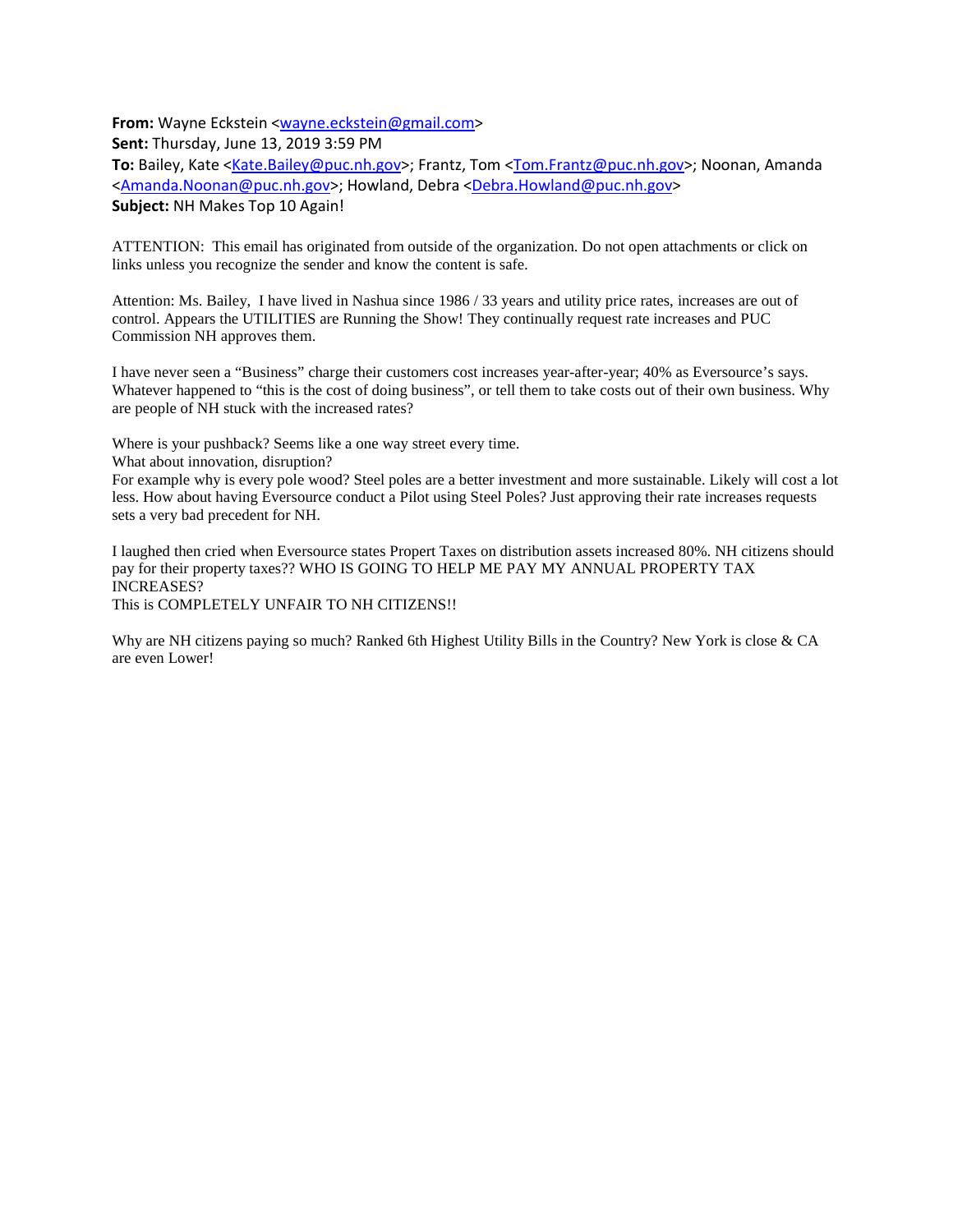**From:** Wayne Eckstein <wayne.eckstein@gmail.com>
**Sent:** Thursday, June 13, 2019 3:59 PM
**To:** Bailey, Kate <Kate.Bailey@puc.nh.gov>; Frantz, Tom <Tom.Frantz@puc.nh.gov>; Noonan, Amanda <Amanda.Noonan@puc.nh.gov>; Howland, Debra <Debra.Howland@puc.nh.gov>
**Subject:** NH Makes Top 10 Again!

ATTENTION: This email has originated from outside of the organization. Do not open attachments or click on links unless you recognize the sender and know the content is safe.

Attention: Ms. Bailey, I have lived in Nashua since 1986 / 33 years and utility price rates, increases are out of control. Appears the UTILITIES are Running the Show! They continually request rate increases and PUC Commission NH approves them.

I have never seen a "Business" charge their customers cost increases year-after-year; 40% as Eversource's says. Whatever happened to "this is the cost of doing business", or tell them to take costs out of their own business. Why are people of NH stuck with the increased rates?

Where is your pushback? Seems like a one way street every time.
What about innovation, disruption?
For example why is every pole wood? Steel poles are a better investment and more sustainable. Likely will cost a lot less. How about having Eversource conduct a Pilot using Steel Poles? Just approving their rate increases requests sets a very bad precedent for NH.

I laughed then cried when Eversource states Propert Taxes on distribution assets increased 80%. NH citizens should pay for their property taxes?? WHO IS GOING TO HELP ME PAY MY ANNUAL PROPERTY TAX INCREASES?
This is COMPLETELY UNFAIR TO NH CITIZENS!!

Why are NH citizens paying so much? Ranked 6th Highest Utility Bills in the Country? New York is close & CA are even Lower!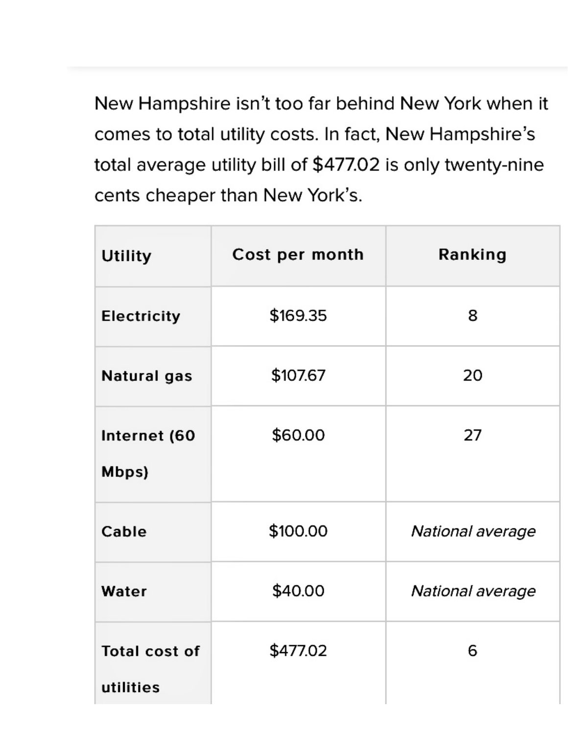New Hampshire isn't too far behind New York when it comes to total utility costs. In fact, New Hampshire's total average utility bill of $477.02 is only twenty-nine cents cheaper than New York's.

| Utility | Cost per month | Ranking |
| --- | --- | --- |
| **Electricity** | $169.35 | 8 |
| **Natural gas** | $107.67 | 20 |
| **Internet (60 Mbps)** | $60.00 | 27 |
| **Cable** | $100.00 | *National average* |
| **Water** | $40.00 | *National average* |
| **Total cost of utilities** | $477.02 | 6 |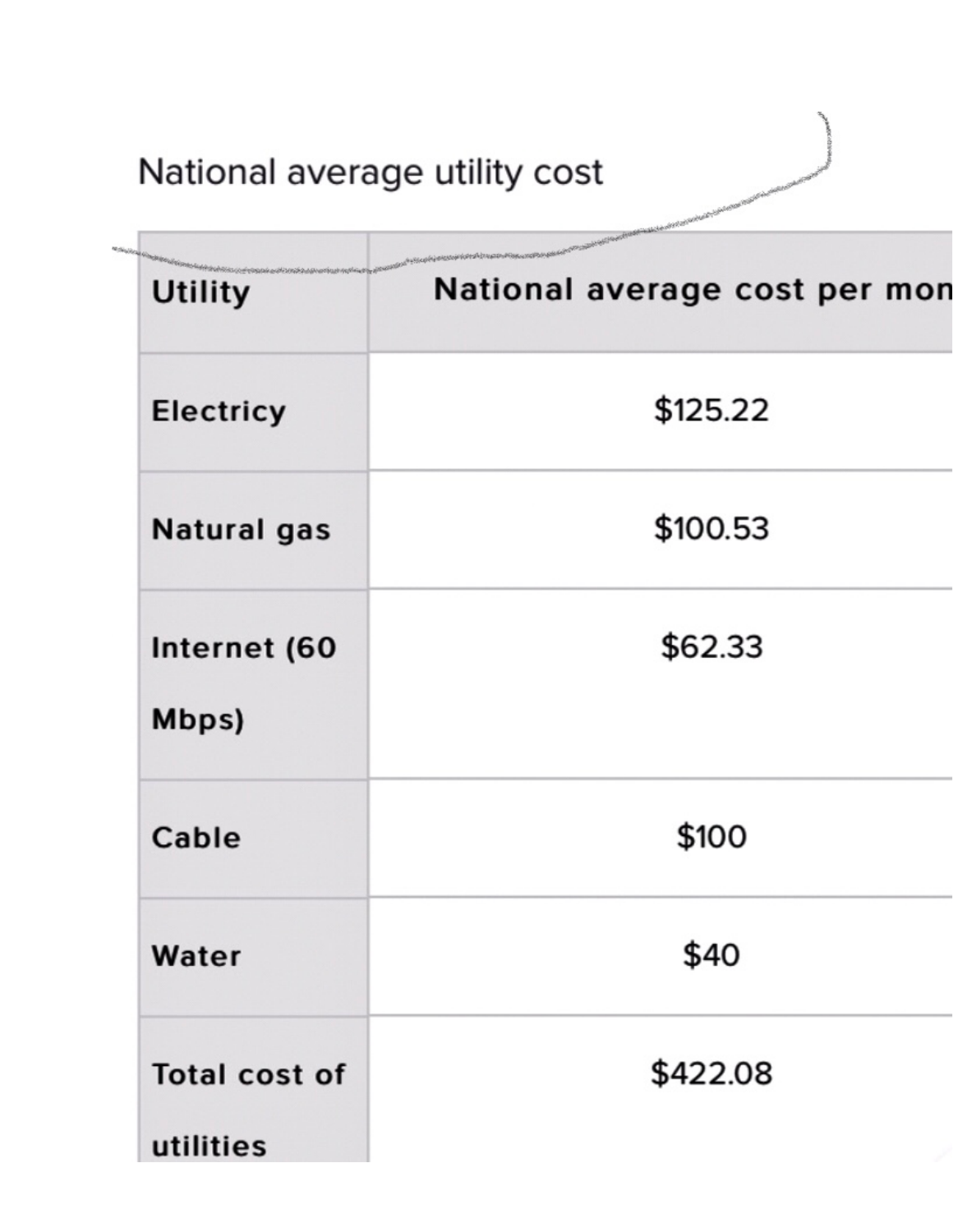National average utility cost

| Utility | National average cost per mon |
| --- | --- |
| Electricy | $125.22 |
| Natural gas | $100.53 |
| Internet (60 Mbps) | $62.33 |
| Cable | $100 |
| Water | $40 |
| Total cost of utilities | $422.08 |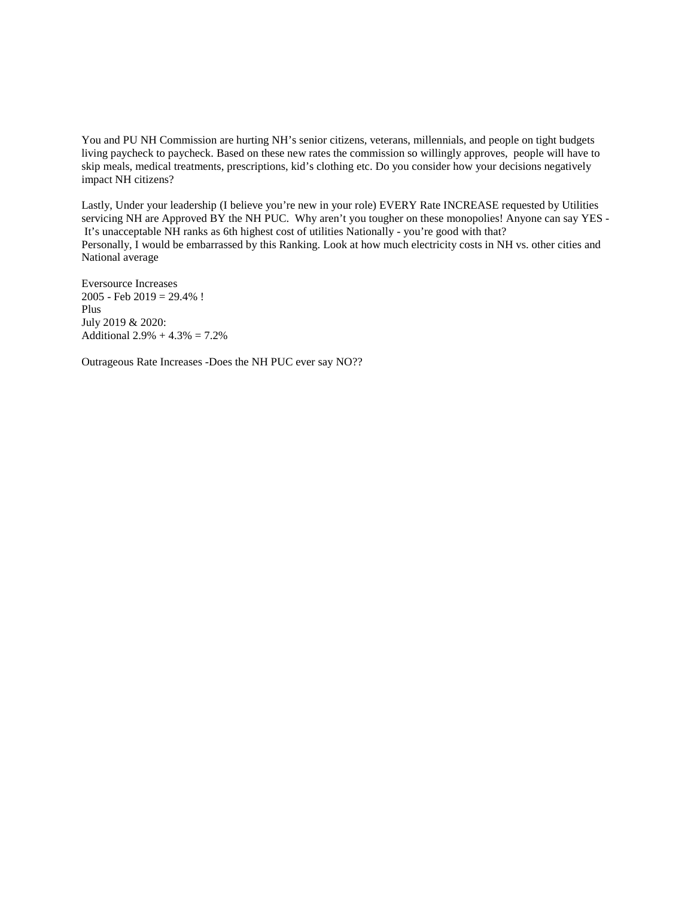You and PU NH Commission are hurting NH's senior citizens, veterans, millennials, and people on tight budgets living paycheck to paycheck. Based on these new rates the commission so willingly approves,  people will have to skip meals, medical treatments, prescriptions, kid's clothing etc. Do you consider how your decisions negatively impact NH citizens?

Lastly, Under your leadership (I believe you're new in your role) EVERY Rate INCREASE requested by Utilities servicing NH are Approved BY the NH PUC.  Why aren't you tougher on these monopolies! Anyone can say YES - It's unacceptable NH ranks as 6th highest cost of utilities Nationally - you're good with that?
Personally, I would be embarrassed by this Ranking. Look at how much electricity costs in NH vs. other cities and National average

Eversource Increases
2005 - Feb 2019 = 29.4% !
Plus
July 2019 & 2020:
Additional 2.9% + 4.3% = 7.2%

Outrageous Rate Increases -Does the NH PUC ever say NO??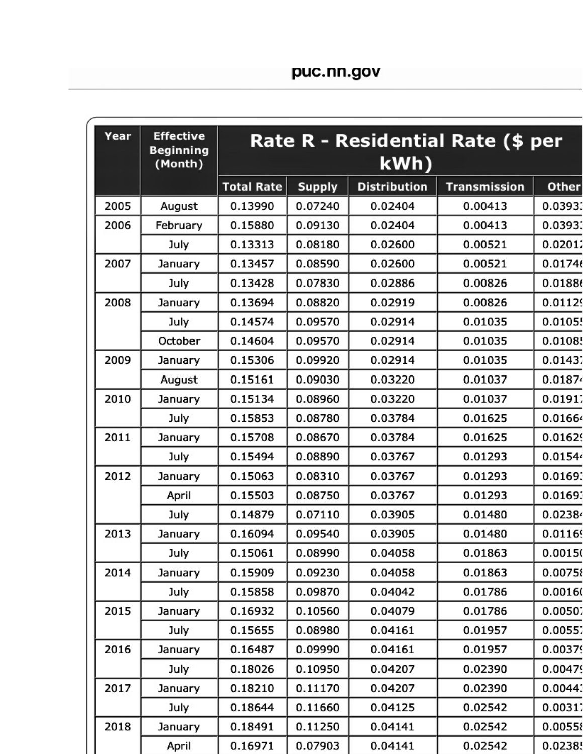puc.nh.gov

| Year | Effective Beginning (Month) | Rate R - Residential Rate ($ per kWh) | | | | |
|---|---|---|---|---|---|---|
| | | Total Rate | Supply | Distribution | Transmission | Other |
| 2005 | August | 0.13990 | 0.07240 | 0.02404 | 0.00413 | 0.03933 |
| 2006 | February | 0.15880 | 0.09130 | 0.02404 | 0.00413 | 0.03933 |
| | July | 0.13313 | 0.08180 | 0.02600 | 0.00521 | 0.02012 |
| 2007 | January | 0.13457 | 0.08590 | 0.02600 | 0.00521 | 0.01746 |
| | July | 0.13428 | 0.07830 | 0.02886 | 0.00826 | 0.01886 |
| 2008 | January | 0.13694 | 0.08820 | 0.02919 | 0.00826 | 0.01129 |
| | July | 0.14574 | 0.09570 | 0.02914 | 0.01035 | 0.01055 |
| | October | 0.14604 | 0.09570 | 0.02914 | 0.01035 | 0.01085 |
| 2009 | January | 0.15306 | 0.09920 | 0.02914 | 0.01035 | 0.01437 |
| | August | 0.15161 | 0.09030 | 0.03220 | 0.01037 | 0.01874 |
| 2010 | January | 0.15134 | 0.08960 | 0.03220 | 0.01037 | 0.01917 |
| | July | 0.15853 | 0.08780 | 0.03784 | 0.01625 | 0.01664 |
| 2011 | January | 0.15708 | 0.08670 | 0.03784 | 0.01625 | 0.01629 |
| | July | 0.15494 | 0.08890 | 0.03767 | 0.01293 | 0.01544 |
| 2012 | January | 0.15063 | 0.08310 | 0.03767 | 0.01293 | 0.01693 |
| | April | 0.15503 | 0.08750 | 0.03767 | 0.01293 | 0.01693 |
| | July | 0.14879 | 0.07110 | 0.03905 | 0.01480 | 0.02384 |
| 2013 | January | 0.16094 | 0.09540 | 0.03905 | 0.01480 | 0.01169 |
| | July | 0.15061 | 0.08990 | 0.04058 | 0.01863 | 0.00150 |
| 2014 | January | 0.15909 | 0.09230 | 0.04058 | 0.01863 | 0.00758 |
| | July | 0.15858 | 0.09870 | 0.04042 | 0.01786 | 0.00160 |
| 2015 | January | 0.16932 | 0.10560 | 0.04079 | 0.01786 | 0.00507 |
| | July | 0.15655 | 0.08980 | 0.04161 | 0.01957 | 0.00557 |
| 2016 | January | 0.16487 | 0.09990 | 0.04161 | 0.01957 | 0.00379 |
| | July | 0.18026 | 0.10950 | 0.04207 | 0.02390 | 0.00479 |
| 2017 | January | 0.18210 | 0.11170 | 0.04207 | 0.02390 | 0.00443 |
| | July | 0.18644 | 0.11660 | 0.04125 | 0.02542 | 0.00317 |
| 2018 | January | 0.18491 | 0.11250 | 0.04141 | 0.02542 | 0.00558 |
| | April | 0.16971 | 0.07903 | 0.04141 | 0.02542 | 0.02385 |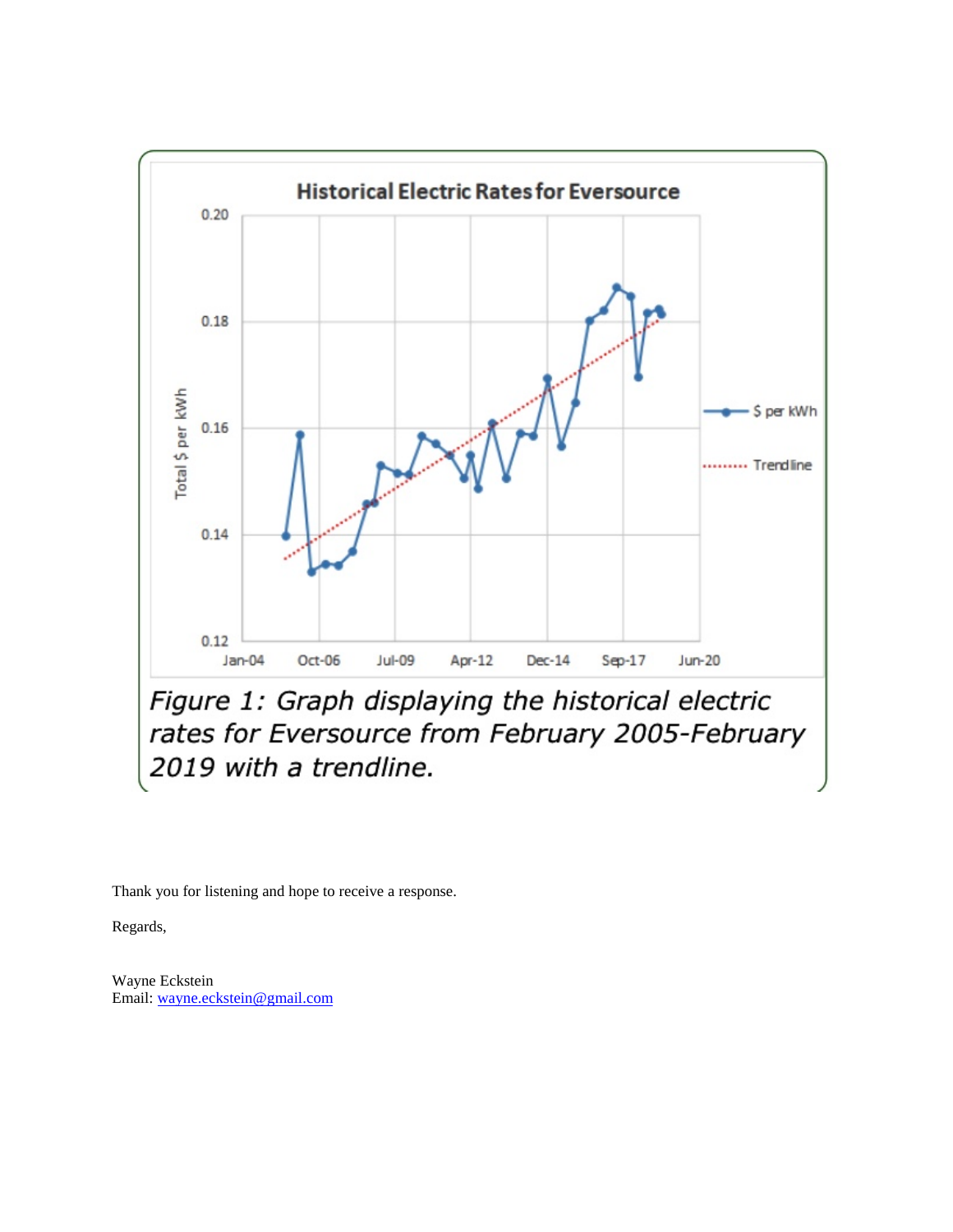Historical Electric Rates for Eversource

Total $ per kWh

0.20
0.18
0.16
0.14
0.12

Jan-04 Oct-06 Jul-09 Apr-12 Dec-14 Sep-17 Jun-20

$ per kWh

Trendline

*Figure 1: Graph displaying the historical electric rates for Eversource from February 2005-February 2019 with a trendline.*

Thank you for listening and hope to receive a response.

Regards,

Wayne Eckstein
Email: [wayne.eckstein@gmail.com](mailto:wayne.eckstein@gmail.com)